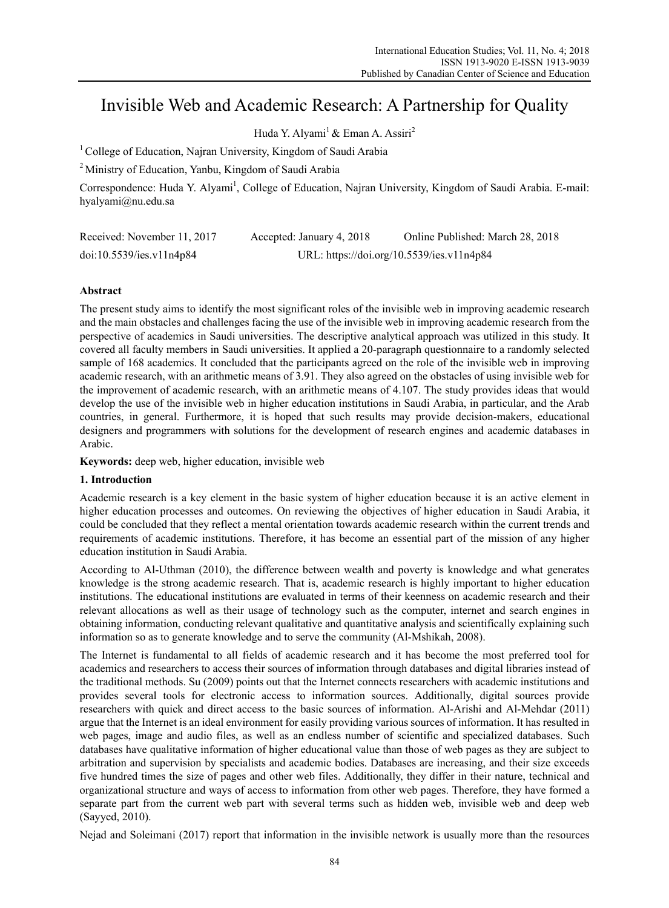# Invisible Web and Academic Research: A Partnership for Quality

Huda Y. Alyami[1] & Eman A. Assiri[2]

[1] College of Education, Najran University, Kingdom of Saudi Arabia

[2] Ministry of Education, Yanbu, Kingdom of Saudi Arabia

Correspondence: Huda Y. Alyami[1], College of Education, Najran University, Kingdom of Saudi Arabia. E-mail: hyalyami@nu.edu.sa

Received: November 11, 2017 Accepted: January 4, 2018 Online Published: March 28, 2018

doi:10.5539/ies.v11n4p84 URL: https://doi.org/10.5539/ies.v11n4p84

## Abstract

The present study aims to identify the most significant roles of the invisible web in improving academic research and the main obstacles and challenges facing the use of the invisible web in improving academic research from the perspective of academics in Saudi universities. The descriptive analytical approach was utilized in this study. It covered all faculty members in Saudi universities. It applied a 20-paragraph questionnaire to a randomly selected sample of 168 academics. It concluded that the participants agreed on the role of the invisible web in improving academic research, with an arithmetic means of 3.91. They also agreed on the obstacles of using invisible web for the improvement of academic research, with an arithmetic means of 4.107. The study provides ideas that would develop the use of the invisible web in higher education institutions in Saudi Arabia, in particular, and the Arab countries, in general. Furthermore, it is hoped that such results may provide decision-makers, educational designers and programmers with solutions for the development of research engines and academic databases in Arabic.

**Keywords:** deep web, higher education, invisible web

## 1. Introduction

Academic research is a key element in the basic system of higher education because it is an active element in higher education processes and outcomes. On reviewing the objectives of higher education in Saudi Arabia, it could be concluded that they reflect a mental orientation towards academic research within the current trends and requirements of academic institutions. Therefore, it has become an essential part of the mission of any higher education institution in Saudi Arabia.

According to Al-Uthman (2010), the difference between wealth and poverty is knowledge and what generates knowledge is the strong academic research. That is, academic research is highly important to higher education institutions. The educational institutions are evaluated in terms of their keenness on academic research and their relevant allocations as well as their usage of technology such as the computer, internet and search engines in obtaining information, conducting relevant qualitative and quantitative analysis and scientifically explaining such information so as to generate knowledge and to serve the community (Al-Mshikah, 2008).

The Internet is fundamental to all fields of academic research and it has become the most preferred tool for academics and researchers to access their sources of information through databases and digital libraries instead of the traditional methods. Su (2009) points out that the Internet connects researchers with academic institutions and provides several tools for electronic access to information sources. Additionally, digital sources provide researchers with quick and direct access to the basic sources of information. Al-Arishi and Al-Mehdar (2011) argue that the Internet is an ideal environment for easily providing various sources of information. It has resulted in web pages, image and audio files, as well as an endless number of scientific and specialized databases. Such databases have qualitative information of higher educational value than those of web pages as they are subject to arbitration and supervision by specialists and academic bodies. Databases are increasing, and their size exceeds five hundred times the size of pages and other web files. Additionally, they differ in their nature, technical and organizational structure and ways of access to information from other web pages. Therefore, they have formed a separate part from the current web part with several terms such as hidden web, invisible web and deep web (Sayyed, 2010).

Nejad and Soleimani (2017) report that information in the invisible network is usually more than the resources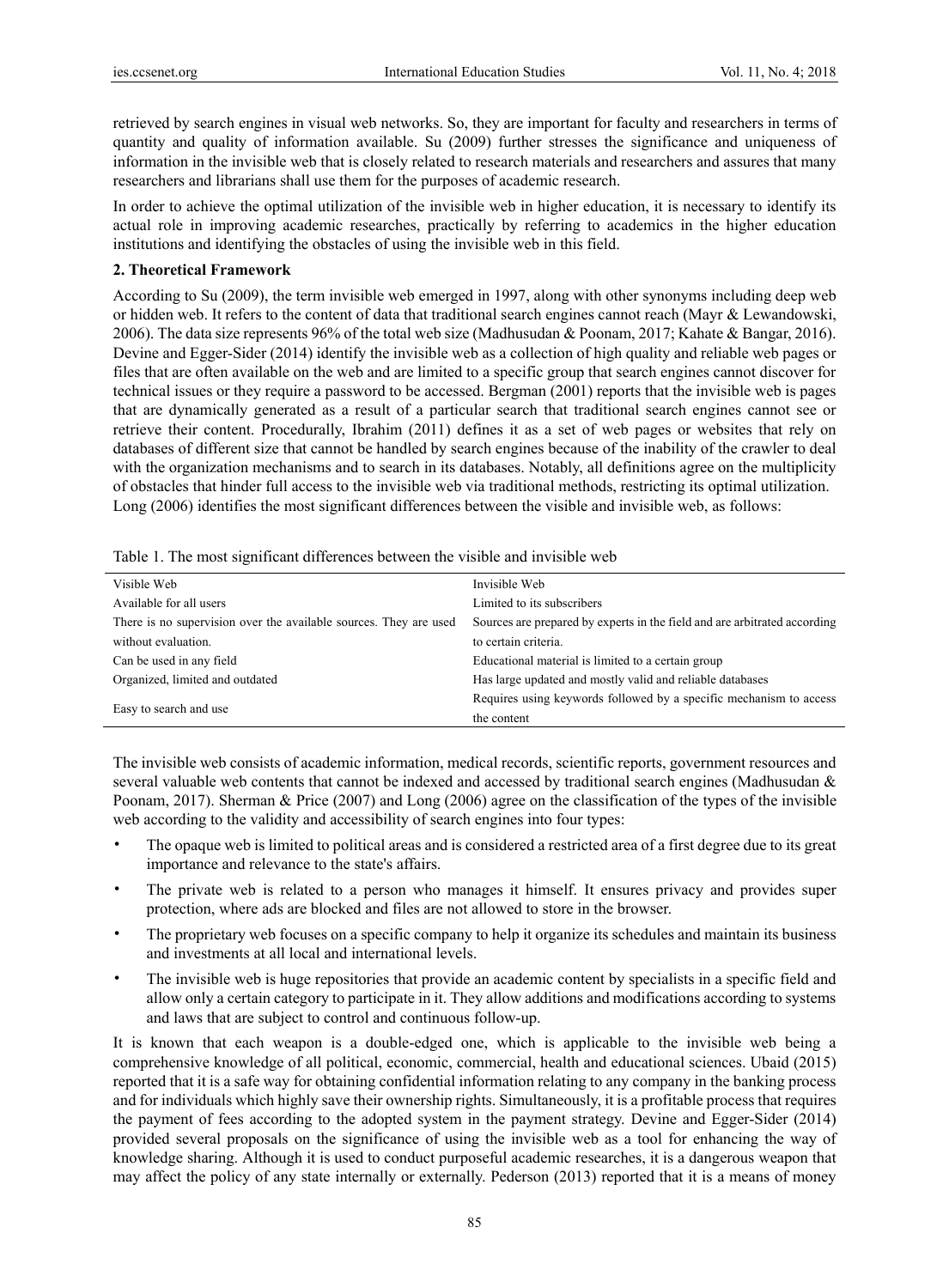retrieved by search engines in visual web networks. So, they are important for faculty and researchers in terms of quantity and quality of information available. Su (2009) further stresses the significance and uniqueness of information in the invisible web that is closely related to research materials and researchers and assures that many researchers and librarians shall use them for the purposes of academic research.

In order to achieve the optimal utilization of the invisible web in higher education, it is necessary to identify its actual role in improving academic researches, practically by referring to academics in the higher education institutions and identifying the obstacles of using the invisible web in this field.

**2. Theoretical Framework**

According to Su (2009), the term invisible web emerged in 1997, along with other synonyms including deep web or hidden web. It refers to the content of data that traditional search engines cannot reach (Mayr & Lewandowski, 2006). The data size represents 96% of the total web size (Madhusudan & Poonam, 2017; Kahate & Bangar, 2016). Devine and Egger-Sider (2014) identify the invisible web as a collection of high quality and reliable web pages or files that are often available on the web and are limited to a specific group that search engines cannot discover for technical issues or they require a password to be accessed. Bergman (2001) reports that the invisible web is pages that are dynamically generated as a result of a particular search that traditional search engines cannot see or retrieve their content. Procedurally, Ibrahim (2011) defines it as a set of web pages or websites that rely on databases of different size that cannot be handled by search engines because of the inability of the crawler to deal with the organization mechanisms and to search in its databases. Notably, all definitions agree on the multiplicity of obstacles that hinder full access to the invisible web via traditional methods, restricting its optimal utilization. Long (2006) identifies the most significant differences between the visible and invisible web, as follows:

Table 1. The most significant differences between the visible and invisible web

| Visible Web | Invisible Web |
|---|---|
| Available for all users | Limited to its subscribers |
| There is no supervision over the available sources. They are used without evaluation. | Sources are prepared by experts in the field and are arbitrated according to certain criteria. |
| Can be used in any field | Educational material is limited to a certain group |
| Organized, limited and outdated | Has large updated and mostly valid and reliable databases |
| Easy to search and use | Requires using keywords followed by a specific mechanism to access the content |

The invisible web consists of academic information, medical records, scientific reports, government resources and several valuable web contents that cannot be indexed and accessed by traditional search engines (Madhusudan & Poonam, 2017). Sherman & Price (2007) and Long (2006) agree on the classification of the types of the invisible web according to the validity and accessibility of search engines into four types:

- The opaque web is limited to political areas and is considered a restricted area of a first degree due to its great importance and relevance to the state's affairs.
- The private web is related to a person who manages it himself. It ensures privacy and provides super protection, where ads are blocked and files are not allowed to store in the browser.
- The proprietary web focuses on a specific company to help it organize its schedules and maintain its business and investments at all local and international levels.
- The invisible web is huge repositories that provide an academic content by specialists in a specific field and allow only a certain category to participate in it. They allow additions and modifications according to systems and laws that are subject to control and continuous follow-up.

It is known that each weapon is a double-edged one, which is applicable to the invisible web being a comprehensive knowledge of all political, economic, commercial, health and educational sciences. Ubaid (2015) reported that it is a safe way for obtaining confidential information relating to any company in the banking process and for individuals which highly save their ownership rights. Simultaneously, it is a profitable process that requires the payment of fees according to the adopted system in the payment strategy. Devine and Egger-Sider (2014) provided several proposals on the significance of using the invisible web as a tool for enhancing the way of knowledge sharing. Although it is used to conduct purposeful academic researches, it is a dangerous weapon that may affect the policy of any state internally or externally. Pederson (2013) reported that it is a means of money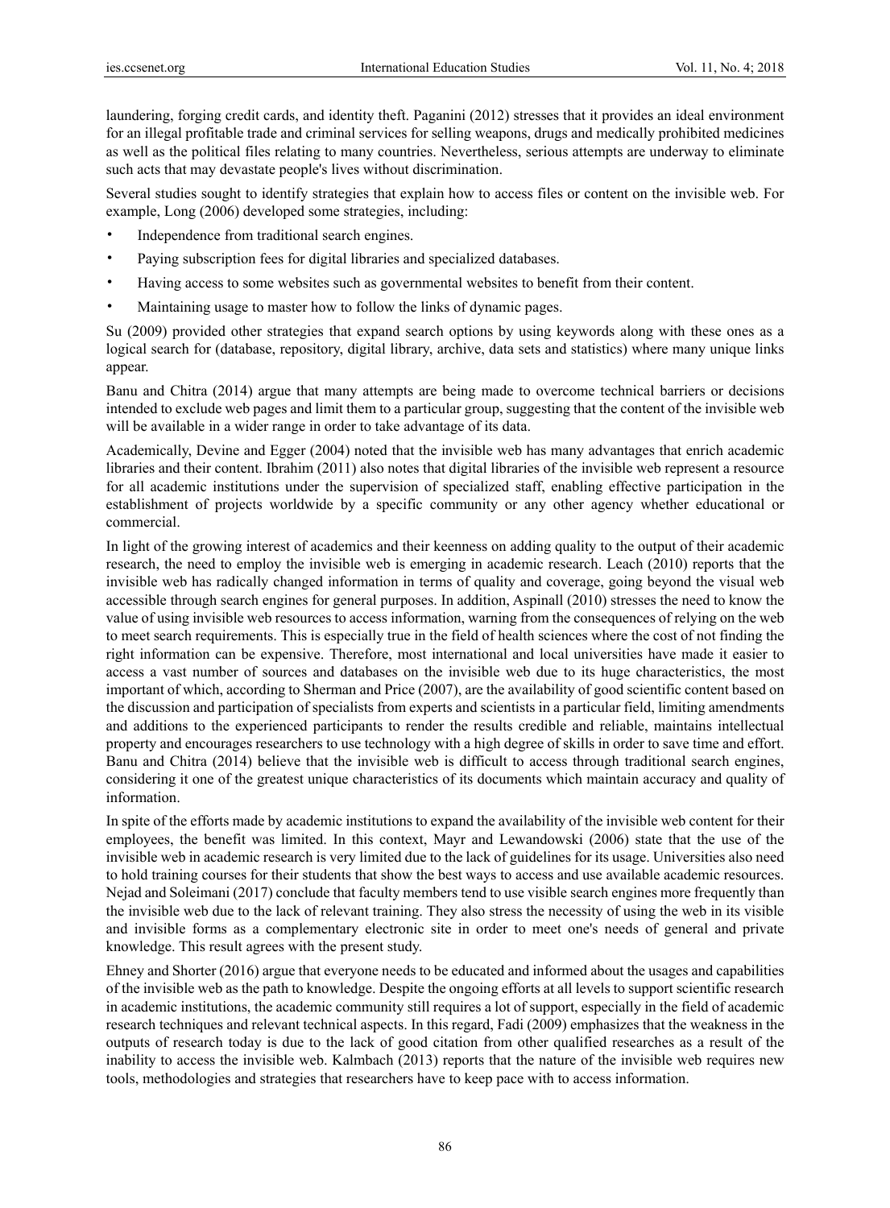laundering, forging credit cards, and identity theft. Paganini (2012) stresses that it provides an ideal environment for an illegal profitable trade and criminal services for selling weapons, drugs and medically prohibited medicines as well as the political files relating to many countries. Nevertheless, serious attempts are underway to eliminate such acts that may devastate people's lives without discrimination.

Several studies sought to identify strategies that explain how to access files or content on the invisible web. For example, Long (2006) developed some strategies, including:

- Independence from traditional search engines.
- Paying subscription fees for digital libraries and specialized databases.
- Having access to some websites such as governmental websites to benefit from their content.
- Maintaining usage to master how to follow the links of dynamic pages.

Su (2009) provided other strategies that expand search options by using keywords along with these ones as a logical search for (database, repository, digital library, archive, data sets and statistics) where many unique links appear.

Banu and Chitra (2014) argue that many attempts are being made to overcome technical barriers or decisions intended to exclude web pages and limit them to a particular group, suggesting that the content of the invisible web will be available in a wider range in order to take advantage of its data.

Academically, Devine and Egger (2004) noted that the invisible web has many advantages that enrich academic libraries and their content. Ibrahim (2011) also notes that digital libraries of the invisible web represent a resource for all academic institutions under the supervision of specialized staff, enabling effective participation in the establishment of projects worldwide by a specific community or any other agency whether educational or commercial.

In light of the growing interest of academics and their keenness on adding quality to the output of their academic research, the need to employ the invisible web is emerging in academic research. Leach (2010) reports that the invisible web has radically changed information in terms of quality and coverage, going beyond the visual web accessible through search engines for general purposes. In addition, Aspinall (2010) stresses the need to know the value of using invisible web resources to access information, warning from the consequences of relying on the web to meet search requirements. This is especially true in the field of health sciences where the cost of not finding the right information can be expensive. Therefore, most international and local universities have made it easier to access a vast number of sources and databases on the invisible web due to its huge characteristics, the most important of which, according to Sherman and Price (2007), are the availability of good scientific content based on the discussion and participation of specialists from experts and scientists in a particular field, limiting amendments and additions to the experienced participants to render the results credible and reliable, maintains intellectual property and encourages researchers to use technology with a high degree of skills in order to save time and effort. Banu and Chitra (2014) believe that the invisible web is difficult to access through traditional search engines, considering it one of the greatest unique characteristics of its documents which maintain accuracy and quality of information.

In spite of the efforts made by academic institutions to expand the availability of the invisible web content for their employees, the benefit was limited. In this context, Mayr and Lewandowski (2006) state that the use of the invisible web in academic research is very limited due to the lack of guidelines for its usage. Universities also need to hold training courses for their students that show the best ways to access and use available academic resources. Nejad and Soleimani (2017) conclude that faculty members tend to use visible search engines more frequently than the invisible web due to the lack of relevant training. They also stress the necessity of using the web in its visible and invisible forms as a complementary electronic site in order to meet one's needs of general and private knowledge. This result agrees with the present study.

Ehney and Shorter (2016) argue that everyone needs to be educated and informed about the usages and capabilities of the invisible web as the path to knowledge. Despite the ongoing efforts at all levels to support scientific research in academic institutions, the academic community still requires a lot of support, especially in the field of academic research techniques and relevant technical aspects. In this regard, Fadi (2009) emphasizes that the weakness in the outputs of research today is due to the lack of good citation from other qualified researches as a result of the inability to access the invisible web. Kalmbach (2013) reports that the nature of the invisible web requires new tools, methodologies and strategies that researchers have to keep pace with to access information.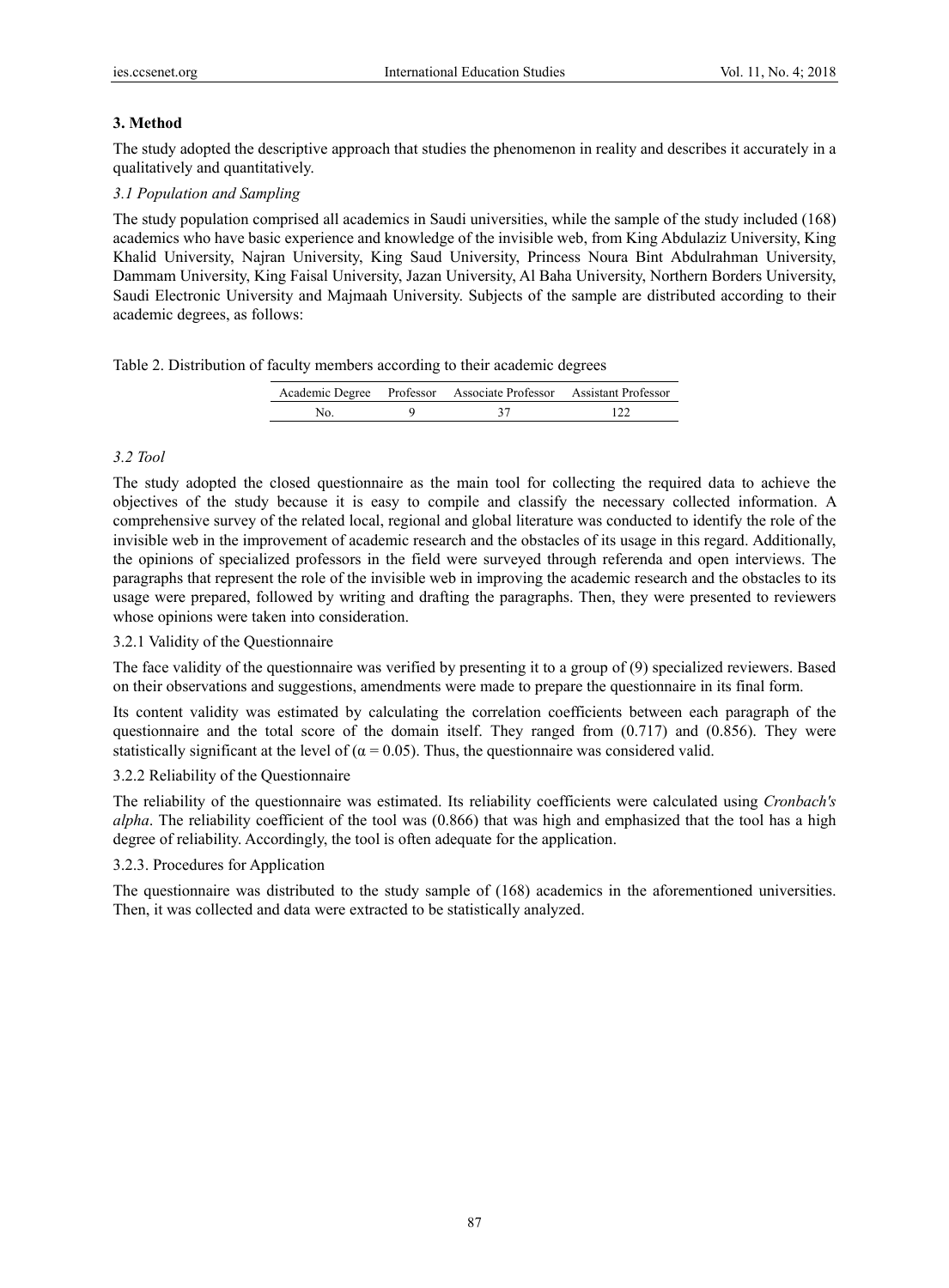## 3. Method

The study adopted the descriptive approach that studies the phenomenon in reality and describes it accurately in a qualitatively and quantitatively.

### *3.1 Population and Sampling*

The study population comprised all academics in Saudi universities, while the sample of the study included (168) academics who have basic experience and knowledge of the invisible web, from King Abdulaziz University, King Khalid University, Najran University, King Saud University, Princess Noura Bint Abdulrahman University, Dammam University, King Faisal University, Jazan University, Al Baha University, Northern Borders University, Saudi Electronic University and Majmaah University. Subjects of the sample are distributed according to their academic degrees, as follows:

Table 2. Distribution of faculty members according to their academic degrees

| Academic Degree | Professor | Associate Professor | Assistant Professor |
| --- | --- | --- | --- |
| No. | 9 | 37 | 122 |

### *3.2 Tool*

The study adopted the closed questionnaire as the main tool for collecting the required data to achieve the objectives of the study because it is easy to compile and classify the necessary collected information. A comprehensive survey of the related local, regional and global literature was conducted to identify the role of the invisible web in the improvement of academic research and the obstacles of its usage in this regard. Additionally, the opinions of specialized professors in the field were surveyed through referenda and open interviews. The paragraphs that represent the role of the invisible web in improving the academic research and the obstacles to its usage were prepared, followed by writing and drafting the paragraphs. Then, they were presented to reviewers whose opinions were taken into consideration.

#### 3.2.1 Validity of the Questionnaire

The face validity of the questionnaire was verified by presenting it to a group of (9) specialized reviewers. Based on their observations and suggestions, amendments were made to prepare the questionnaire in its final form.

Its content validity was estimated by calculating the correlation coefficients between each paragraph of the questionnaire and the total score of the domain itself. They ranged from (0.717) and (0.856). They were statistically significant at the level of ($\alpha = 0.05$). Thus, the questionnaire was considered valid.

#### 3.2.2 Reliability of the Questionnaire

The reliability of the questionnaire was estimated. Its reliability coefficients were calculated using *Cronbach's alpha*. The reliability coefficient of the tool was (0.866) that was high and emphasized that the tool has a high degree of reliability. Accordingly, the tool is often adequate for the application.

#### 3.2.3. Procedures for Application

The questionnaire was distributed to the study sample of (168) academics in the aforementioned universities. Then, it was collected and data were extracted to be statistically analyzed.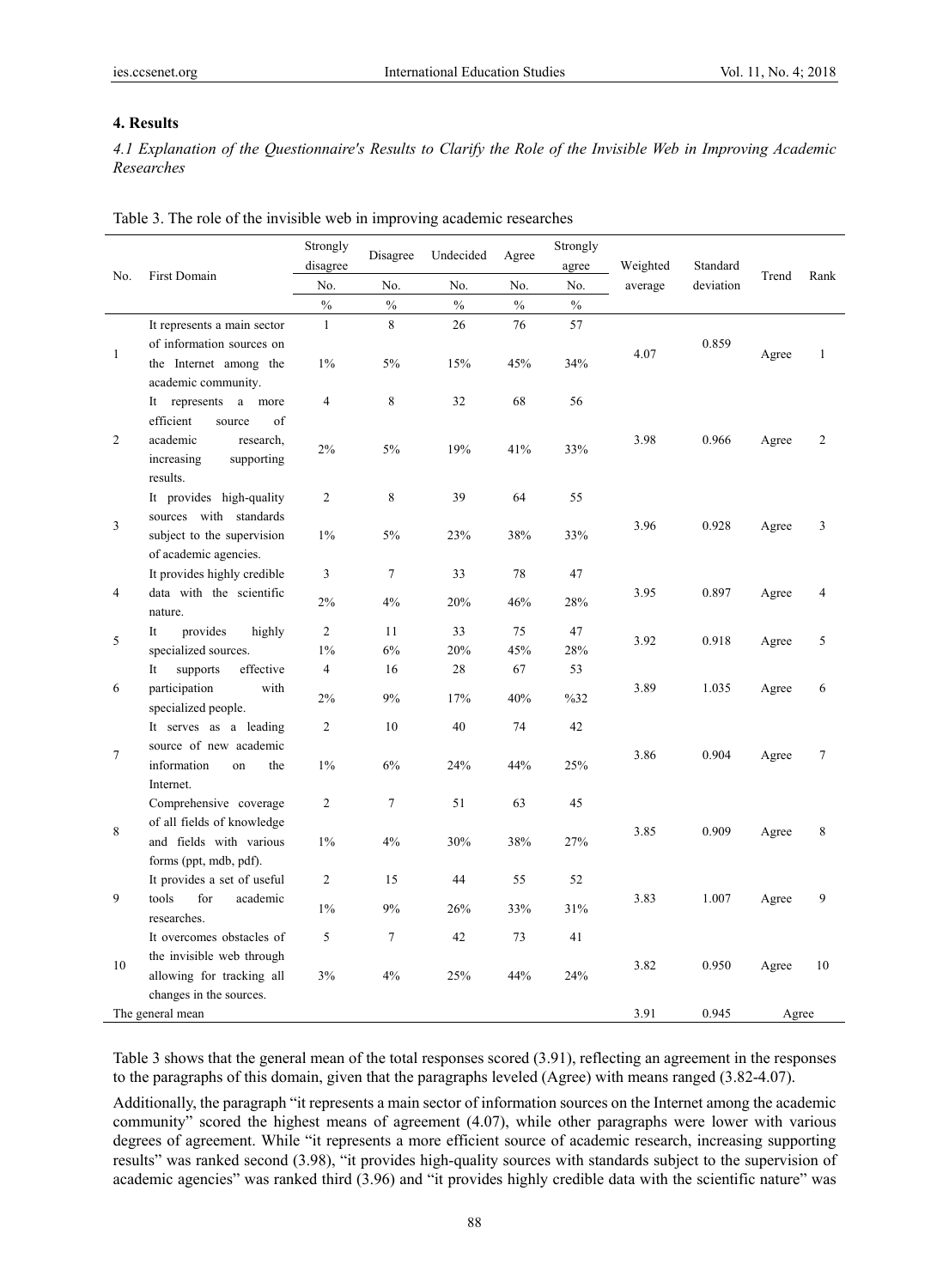## 4. Results

### *4.1 Explanation of the Questionnaire's Results to Clarify the Role of the Invisible Web in Improving Academic Researches*

Table 3. The role of the invisible web in improving academic researches

| No. | First Domain | Strongly disagree | Disagree | Undecided | Agree | Strongly agree | Weighted average | Standard deviation | Trend | Rank |
|---|---|---|---|---|---|---|---|---|---|---|
| | | No. | No. | No. | No. | No. | | | | |
| | | % | % | % | % | % | | | | |
| 1 | It represents a main sector of information sources on the Internet among the academic community. | 1 | 8 | 26 | 76 | 57 | 4.07 | 0.859 | Agree | 1 |
| | | 1% | 5% | 15% | 45% | 34% | | | | |
| 2 | It represents a more efficient source of academic research, increasing supporting results. | 4 | 8 | 32 | 68 | 56 | 3.98 | 0.966 | Agree | 2 |
| | | 2% | 5% | 19% | 41% | 33% | | | | |
| 3 | It provides high-quality sources with standards subject to the supervision of academic agencies. | 2 | 8 | 39 | 64 | 55 | 3.96 | 0.928 | Agree | 3 |
| | | 1% | 5% | 23% | 38% | 33% | | | | |
| 4 | It provides highly credible data with the scientific nature. | 3 | 7 | 33 | 78 | 47 | 3.95 | 0.897 | Agree | 4 |
| | | 2% | 4% | 20% | 46% | 28% | | | | |
| 5 | It provides highly specialized sources. | 2 | 11 | 33 | 75 | 47 | 3.92 | 0.918 | Agree | 5 |
| | | 1% | 6% | 20% | 45% | 28% | | | | |
| 6 | It supports effective participation with specialized people. | 4 | 16 | 28 | 67 | 53 | 3.89 | 1.035 | Agree | 6 |
| | | 2% | 9% | 17% | 40% | %32 | | | | |
| 7 | It serves as a leading source of new academic information on the Internet. | 2 | 10 | 40 | 74 | 42 | 3.86 | 0.904 | Agree | 7 |
| | | 1% | 6% | 24% | 44% | 25% | | | | |
| 8 | Comprehensive coverage of all fields of knowledge and fields with various forms (ppt, mdb, pdf). | 2 | 7 | 51 | 63 | 45 | 3.85 | 0.909 | Agree | 8 |
| | | 1% | 4% | 30% | 38% | 27% | | | | |
| 9 | It provides a set of useful tools for academic researches. | 2 | 15 | 44 | 55 | 52 | 3.83 | 1.007 | Agree | 9 |
| | | 1% | 9% | 26% | 33% | 31% | | | | |
| 10 | It overcomes obstacles of the invisible web through allowing for tracking all changes in the sources. | 5 | 7 | 42 | 73 | 41 | 3.82 | 0.950 | Agree | 10 |
| | | 3% | 4% | 25% | 44% | 24% | | | | |
| The general mean | | | | | | | 3.91 | 0.945 | Agree | |

Table 3 shows that the general mean of the total responses scored (3.91), reflecting an agreement in the responses to the paragraphs of this domain, given that the paragraphs leveled (Agree) with means ranged (3.82-4.07).

Additionally, the paragraph "it represents a main sector of information sources on the Internet among the academic community" scored the highest means of agreement (4.07), while other paragraphs were lower with various degrees of agreement. While "it represents a more efficient source of academic research, increasing supporting results" was ranked second (3.98), "it provides high-quality sources with standards subject to the supervision of academic agencies" was ranked third (3.96) and "it provides highly credible data with the scientific nature" was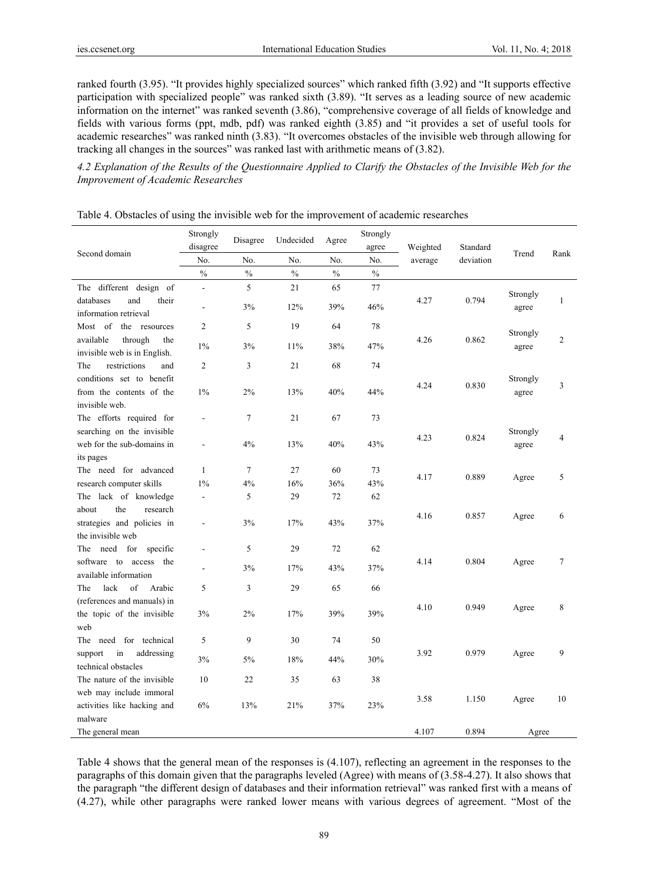ranked fourth (3.95). "It provides highly specialized sources" which ranked fifth (3.92) and "It supports effective participation with specialized people" was ranked sixth (3.89). "It serves as a leading source of new academic information on the internet" was ranked seventh (3.86), "comprehensive coverage of all fields of knowledge and fields with various forms (ppt, mdb, pdf) was ranked eighth (3.85) and "it provides a set of useful tools for academic researches" was ranked ninth (3.83). "It overcomes obstacles of the invisible web through allowing for tracking all changes in the sources" was ranked last with arithmetic means of (3.82).

*4.2 Explanation of the Results of the Questionnaire Applied to Clarify the Obstacles of the Invisible Web for the Improvement of Academic Researches*

Table 4. Obstacles of using the invisible web for the improvement of academic researches

| Second domain | Strongly disagree | Disagree | Undecided | Agree | Strongly agree | Weighted average | Standard deviation | Trend | Rank |
|---|---|---|---|---|---|---|---|---|---|
| | No. | No. | No. | No. | No. | | | | |
| | % | % | % | % | % | | | | |
| The different design of databases and their information retrieval | - | 5 | 21 | 65 | 77 | 4.27 | 0.794 | Strongly agree | 1 |
| | - | 3% | 12% | 39% | 46% | | | | |
| Most of the resources available through the invisible web is in English. | 2 | 5 | 19 | 64 | 78 | 4.26 | 0.862 | Strongly agree | 2 |
| | 1% | 3% | 11% | 38% | 47% | | | | |
| The restrictions and conditions set to benefit from the contents of the invisible web. | 2 | 3 | 21 | 68 | 74 | 4.24 | 0.830 | Strongly agree | 3 |
| | 1% | 2% | 13% | 40% | 44% | | | | |
| The efforts required for searching on the invisible web for the sub-domains in its pages | - | 7 | 21 | 67 | 73 | 4.23 | 0.824 | Strongly agree | 4 |
| | - | 4% | 13% | 40% | 43% | | | | |
| The need for advanced research computer skills | 1 | 7 | 27 | 60 | 73 | 4.17 | 0.889 | Agree | 5 |
| | 1% | 4% | 16% | 36% | 43% | | | | |
| The lack of knowledge about the research strategies and policies in the invisible web | - | 5 | 29 | 72 | 62 | 4.16 | 0.857 | Agree | 6 |
| | - | 3% | 17% | 43% | 37% | | | | |
| The need for specific software to access the available information | - | 5 | 29 | 72 | 62 | 4.14 | 0.804 | Agree | 7 |
| | - | 3% | 17% | 43% | 37% | | | | |
| The lack of Arabic (references and manuals) in the topic of the invisible web | 5 | 3 | 29 | 65 | 66 | 4.10 | 0.949 | Agree | 8 |
| | 3% | 2% | 17% | 39% | 39% | | | | |
| The need for technical support in addressing technical obstacles | 5 | 9 | 30 | 74 | 50 | 3.92 | 0.979 | Agree | 9 |
| | 3% | 5% | 18% | 44% | 30% | | | | |
| The nature of the invisible web may include immoral activities like hacking and malware | 10 | 22 | 35 | 63 | 38 | 3.58 | 1.150 | Agree | 10 |
| | 6% | 13% | 21% | 37% | 23% | | | | |
| The general mean | | | | | | 4.107 | 0.894 | Agree | |

Table 4 shows that the general mean of the responses is (4.107), reflecting an agreement in the responses to the paragraphs of this domain given that the paragraphs leveled (Agree) with means of (3.58-4.27). It also shows that the paragraph "the different design of databases and their information retrieval" was ranked first with a means of (4.27), while other paragraphs were ranked lower means with various degrees of agreement. "Most of the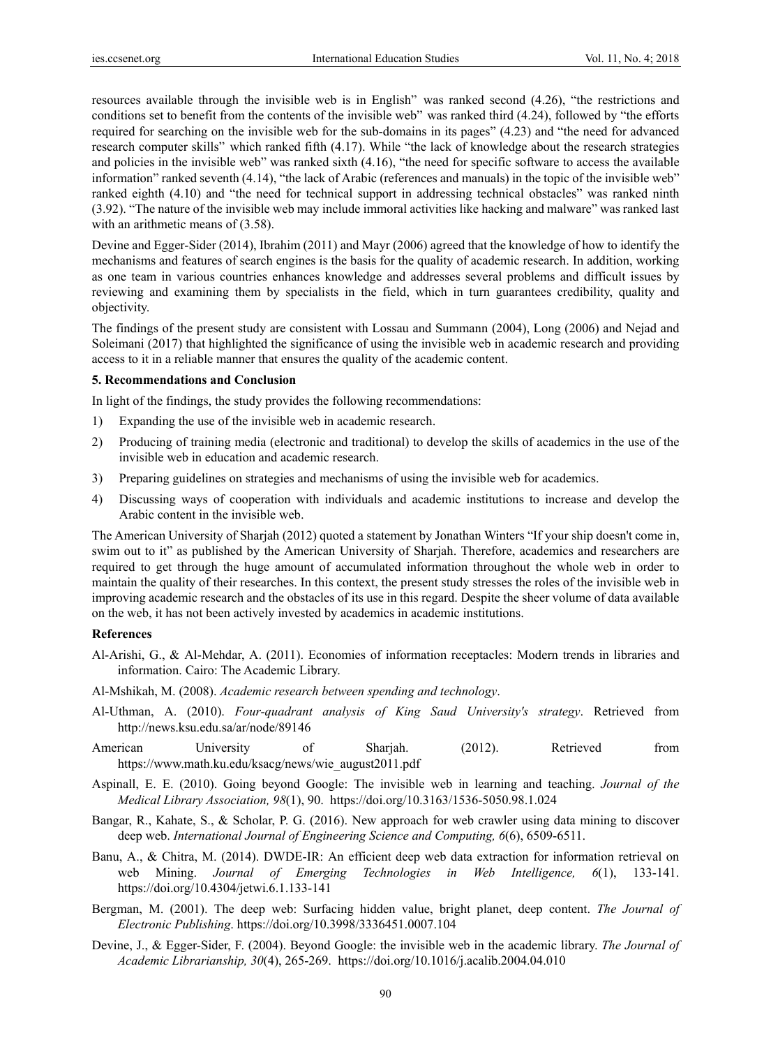resources available through the invisible web is in English" was ranked second (4.26), "the restrictions and conditions set to benefit from the contents of the invisible web" was ranked third (4.24), followed by "the efforts required for searching on the invisible web for the sub-domains in its pages" (4.23) and "the need for advanced research computer skills" which ranked fifth (4.17). While "the lack of knowledge about the research strategies and policies in the invisible web" was ranked sixth (4.16), "the need for specific software to access the available information" ranked seventh (4.14), "the lack of Arabic (references and manuals) in the topic of the invisible web" ranked eighth (4.10) and "the need for technical support in addressing technical obstacles" was ranked ninth (3.92). "The nature of the invisible web may include immoral activities like hacking and malware" was ranked last with an arithmetic means of (3.58).

Devine and Egger-Sider (2014), Ibrahim (2011) and Mayr (2006) agreed that the knowledge of how to identify the mechanisms and features of search engines is the basis for the quality of academic research. In addition, working as one team in various countries enhances knowledge and addresses several problems and difficult issues by reviewing and examining them by specialists in the field, which in turn guarantees credibility, quality and objectivity.

The findings of the present study are consistent with Lossau and Summann (2004), Long (2006) and Nejad and Soleimani (2017) that highlighted the significance of using the invisible web in academic research and providing access to it in a reliable manner that ensures the quality of the academic content.

## 5. Recommendations and Conclusion

In light of the findings, the study provides the following recommendations:

1) Expanding the use of the invisible web in academic research.
2) Producing of training media (electronic and traditional) to develop the skills of academics in the use of the invisible web in education and academic research.
3) Preparing guidelines on strategies and mechanisms of using the invisible web for academics.
4) Discussing ways of cooperation with individuals and academic institutions to increase and develop the Arabic content in the invisible web.

The American University of Sharjah (2012) quoted a statement by Jonathan Winters "If your ship doesn't come in, swim out to it" as published by the American University of Sharjah. Therefore, academics and researchers are required to get through the huge amount of accumulated information throughout the whole web in order to maintain the quality of their researches. In this context, the present study stresses the roles of the invisible web in improving academic research and the obstacles of its use in this regard. Despite the sheer volume of data available on the web, it has not been actively invested by academics in academic institutions.

## References

Al-Arishi, G., & Al-Mehdar, A. (2011). Economies of information receptacles: Modern trends in libraries and information. Cairo: The Academic Library.

Al-Mshikah, M. (2008). *Academic research between spending and technology*.

Al-Uthman, A. (2010). *Four-quadrant analysis of King Saud University's strategy*. Retrieved from http://news.ksu.edu.sa/ar/node/89146

American University of Sharjah. (2012). Retrieved from https://www.math.ku.edu/ksacg/news/wie_august2011.pdf

Aspinall, E. E. (2010). Going beyond Google: The invisible web in learning and teaching. *Journal of the Medical Library Association, 98*(1), 90. https://doi.org/10.3163/1536-5050.98.1.024

Bangar, R., Kahate, S., & Scholar, P. G. (2016). New approach for web crawler using data mining to discover deep web. *International Journal of Engineering Science and Computing, 6*(6), 6509-6511.

Banu, A., & Chitra, M. (2014). DWDE-IR: An efficient deep web data extraction for information retrieval on web Mining. *Journal of Emerging Technologies in Web Intelligence, 6*(1), 133-141. https://doi.org/10.4304/jetwi.6.1.133-141

Bergman, M. (2001). The deep web: Surfacing hidden value, bright planet, deep content. *The Journal of Electronic Publishing*. https://doi.org/10.3998/3336451.0007.104

Devine, J., & Egger-Sider, F. (2004). Beyond Google: the invisible web in the academic library. *The Journal of Academic Librarianship, 30*(4), 265-269. https://doi.org/10.1016/j.acalib.2004.04.010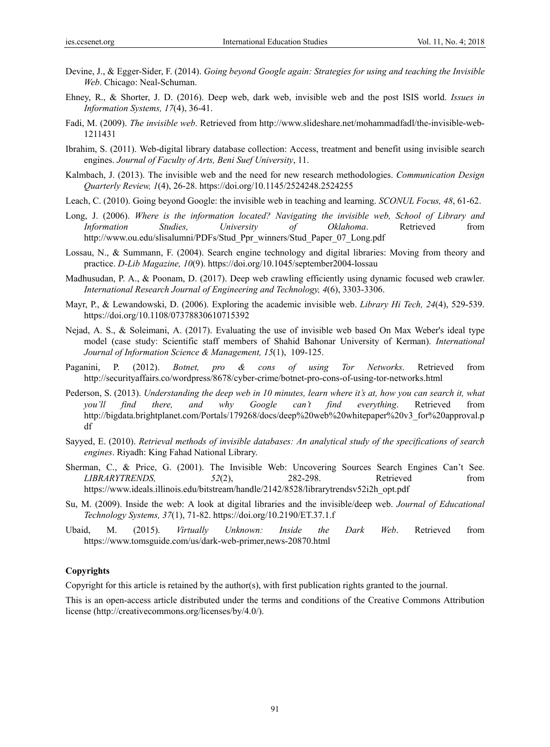Devine, J., & Egger-Sider, F. (2014). *Going beyond Google again: Strategies for using and teaching the Invisible Web*. Chicago: Neal-Schuman.

Ehney, R., & Shorter, J. D. (2016). Deep web, dark web, invisible web and the post ISIS world. *Issues in Information Systems, 17*(4), 36-41.

Fadi, M. (2009). *The invisible web*. Retrieved from http://www.slideshare.net/mohammadfadl/the-invisible-web-1211431

Ibrahim, S. (2011). Web-digital library database collection: Access, treatment and benefit using invisible search engines. *Journal of Faculty of Arts, Beni Suef University*, 11.

Kalmbach, J. (2013). The invisible web and the need for new research methodologies. *Communication Design Quarterly Review, 1*(4), 26-28. https://doi.org/10.1145/2524248.2524255

Leach, C. (2010). Going beyond Google: the invisible web in teaching and learning. *SCONUL Focus, 48*, 61-62.

Long, J. (2006). *Where is the information located? Navigating the invisible web, School of Library and Information Studies, University of Oklahoma*. Retrieved from http://www.ou.edu/slisalumni/PDFs/Stud_Ppr_winners/Stud_Paper_07_Long.pdf

Lossau, N., & Summann, F. (2004). Search engine technology and digital libraries: Moving from theory and practice. *D-Lib Magazine, 10*(9). https://doi.org/10.1045/september2004-lossau

Madhusudan, P. A., & Poonam, D. (2017). Deep web crawling efficiently using dynamic focused web crawler. *International Research Journal of Engineering and Technology, 4*(6), 3303-3306.

Mayr, P., & Lewandowski, D. (2006). Exploring the academic invisible web. *Library Hi Tech, 24*(4), 529-539. https://doi.org/10.1108/07378830610715392

Nejad, A. S., & Soleimani, A. (2017). Evaluating the use of invisible web based On Max Weber's ideal type model (case study: Scientific staff members of Shahid Bahonar University of Kerman). *International Journal of Information Science & Management, 15*(1), 109-125.

Paganini, P. (2012). *Botnet, pro & cons of using Tor Networks*. Retrieved from http://securityaffairs.co/wordpress/8678/cyber-crime/botnet-pro-cons-of-using-tor-networks.html

Pederson, S. (2013). *Understanding the deep web in 10 minutes, learn where it's at, how you can search it, what you'll find there, and why Google can't find everything*. Retrieved from http://bigdata.brightplanet.com/Portals/179268/docs/deep%20web%20whitepaper%20v3_for%20approval.pdf

Sayyed, E. (2010). *Retrieval methods of invisible databases: An analytical study of the specifications of search engines*. Riyadh: King Fahad National Library.

Sherman, C., & Price, G. (2001). The Invisible Web: Uncovering Sources Search Engines Can't See. *LIBRARYTRENDS, 52*(2), 282-298. Retrieved from https://www.ideals.illinois.edu/bitstream/handle/2142/8528/librarytrendsv52i2h_opt.pdf

Su, M. (2009). Inside the web: A look at digital libraries and the invisible/deep web. *Journal of Educational Technology Systems, 37*(1), 71-82. https://doi.org/10.2190/ET.37.1.f

Ubaid, M. (2015). *Virtually Unknown: Inside the Dark Web*. Retrieved from https://www.tomsguide.com/us/dark-web-primer,news-20870.html

**Copyrights**

Copyright for this article is retained by the author(s), with first publication rights granted to the journal.

This is an open-access article distributed under the terms and conditions of the Creative Commons Attribution license (http://creativecommons.org/licenses/by/4.0/).